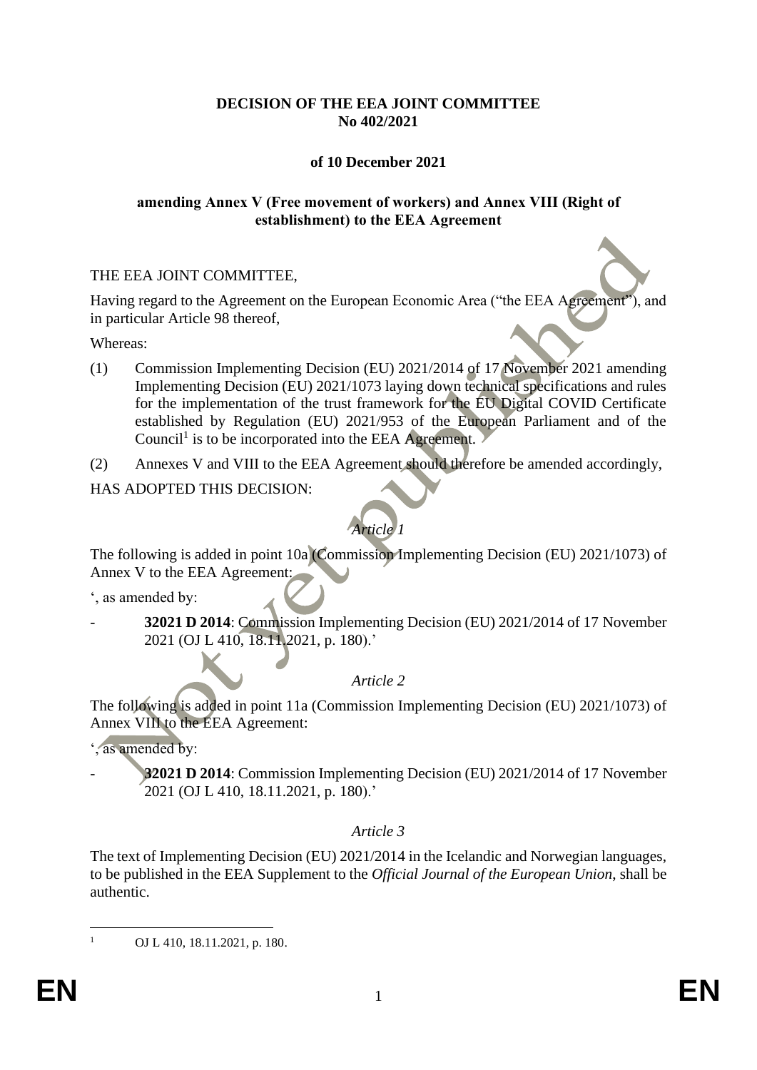**DECISION OF THE EEA JOINT COMMITTEE**
**No 402/2021**

**of 10 December 2021**

**amending Annex V (Free movement of workers) and Annex VIII (Right of establishment) to the EEA Agreement**

THE EEA JOINT COMMITTEE,

Having regard to the Agreement on the European Economic Area ("the EEA Agreement"), and in particular Article 98 thereof,

Whereas:

(1) Commission Implementing Decision (EU) 2021/2014 of 17 November 2021 amending Implementing Decision (EU) 2021/1073 laying down technical specifications and rules for the implementation of the trust framework for the EU Digital COVID Certificate established by Regulation (EU) 2021/953 of the European Parliament and of the Council[1] is to be incorporated into the EEA Agreement.

(2) Annexes V and VIII to the EEA Agreement should therefore be amended accordingly,

HAS ADOPTED THIS DECISION:

*Article 1*

The following is added in point 10a (Commission Implementing Decision (EU) 2021/1073) of Annex V to the EEA Agreement:

', as amended by:

- **32021 D 2014**: Commission Implementing Decision (EU) 2021/2014 of 17 November 2021 (OJ L 410, 18.11.2021, p. 180).'

*Article 2*

The following is added in point 11a (Commission Implementing Decision (EU) 2021/1073) of Annex VIII to the EEA Agreement:

', as amended by:

- **32021 D 2014**: Commission Implementing Decision (EU) 2021/2014 of 17 November 2021 (OJ L 410, 18.11.2021, p. 180).'

*Article 3*

The text of Implementing Decision (EU) 2021/2014 in the Icelandic and Norwegian languages, to be published in the EEA Supplement to the *Official Journal of the European Union*, shall be authentic.

[1] OJ L 410, 18.11.2021, p. 180.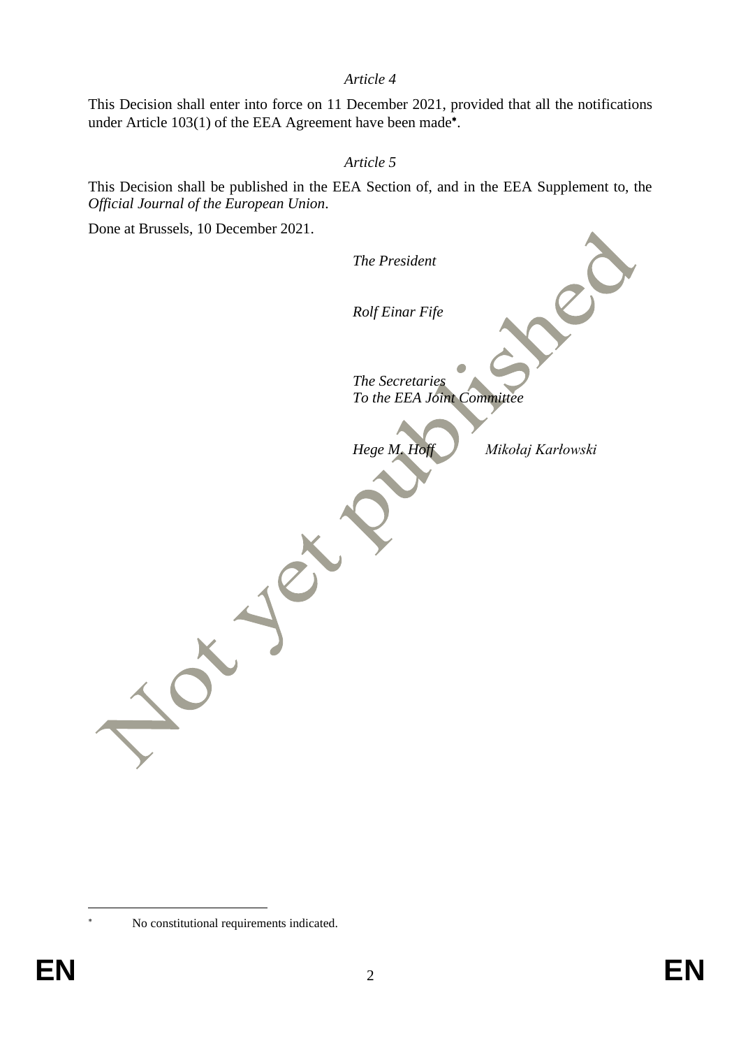*Article 4*

This Decision shall enter into force on 11 December 2021, provided that all the notifications under Article 103(1) of the EEA Agreement have been made[*].

*Article 5*

This Decision shall be published in the EEA Section of, and in the EEA Supplement to, the *Official Journal of the European Union*.

Done at Brussels, 10 December 2021.

*The President*

*Rolf Einar Fife*

*The Secretaries*
*To the EEA Joint Committee*

*Hege M. Hoff* *Mikołaj Karłowski*

Not yet published

---

[*] No constitutional requirements indicated.